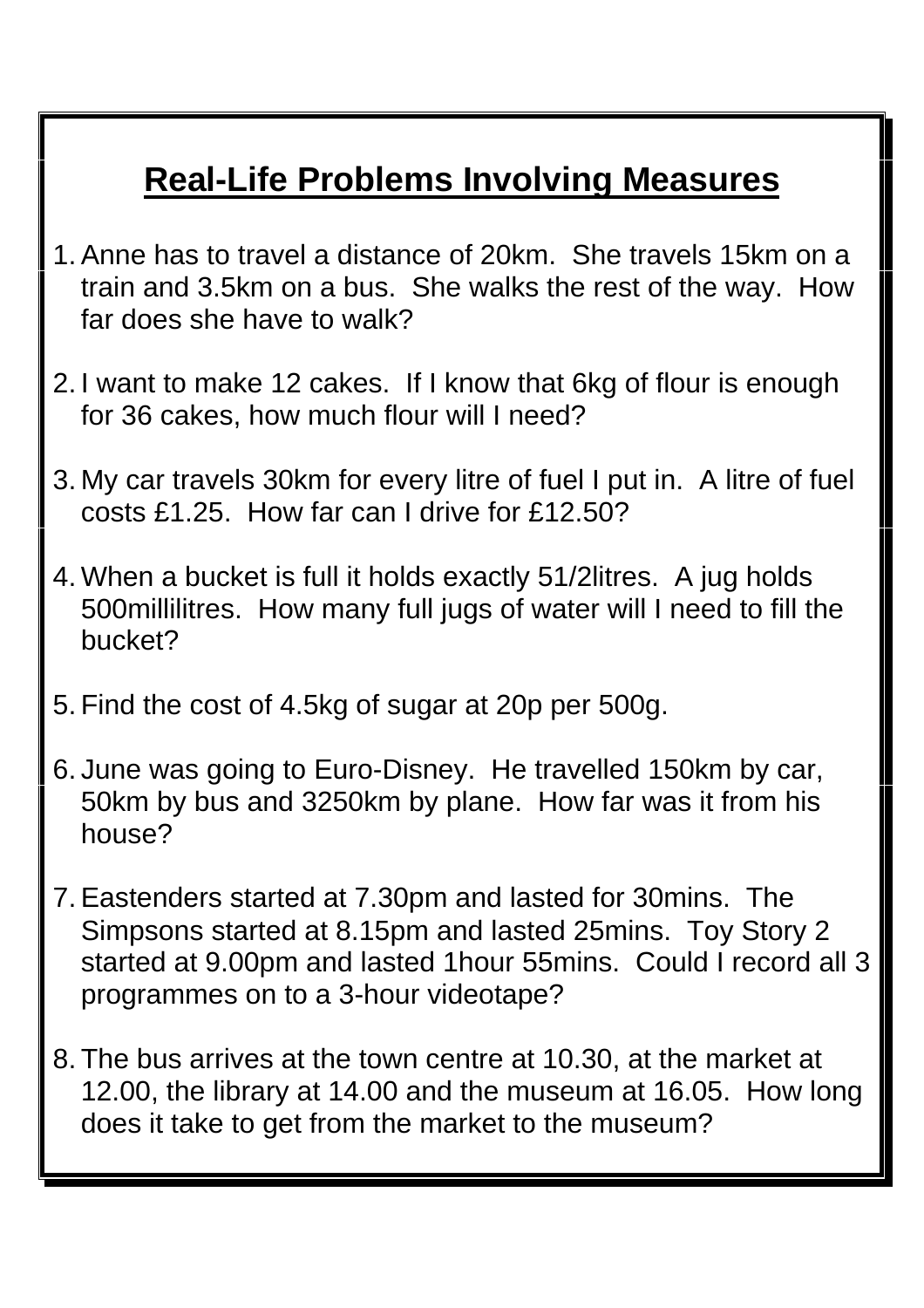# Real-Life Problems Involving Measures

1. Anne has to travel a distance of 20km. She travels 15km on a train and 3.5km on a bus. She walks the rest of the way. How far does she have to walk?

2. I want to make 12 cakes. If I know that 6kg of flour is enough for 36 cakes, how much flour will I need?

3. My car travels 30km for every litre of fuel I put in. A litre of fuel costs £1.25. How far can I drive for £12.50?

4. When a bucket is full it holds exactly 51/2litres. A jug holds 500millilitres. How many full jugs of water will I need to fill the bucket?

5. Find the cost of 4.5kg of sugar at 20p per 500g.

6. June was going to Euro-Disney. He travelled 150km by car, 50km by bus and 3250km by plane. How far was it from his house?

7. Eastenders started at 7.30pm and lasted for 30mins. The Simpsons started at 8.15pm and lasted 25mins. Toy Story 2 started at 9.00pm and lasted 1hour 55mins. Could I record all 3 programmes on to a 3-hour videotape?

8. The bus arrives at the town centre at 10.30, at the market at 12.00, the library at 14.00 and the museum at 16.05. How long does it take to get from the market to the museum?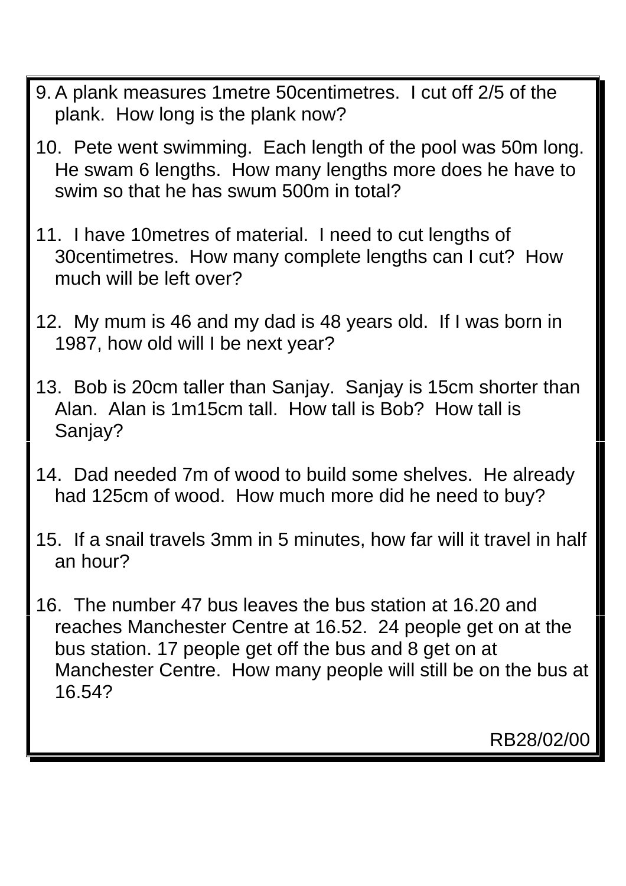9. A plank measures 1metre 50centimetres. I cut off 2/5 of the plank. How long is the plank now?

10. Pete went swimming. Each length of the pool was 50m long. He swam 6 lengths. How many lengths more does he have to swim so that he has swum 500m in total?

11. I have 10metres of material. I need to cut lengths of 30centimetres. How many complete lengths can I cut? How much will be left over?

12. My mum is 46 and my dad is 48 years old. If I was born in 1987, how old will I be next year?

13. Bob is 20cm taller than Sanjay. Sanjay is 15cm shorter than Alan. Alan is 1m15cm tall. How tall is Bob? How tall is Sanjay?

14. Dad needed 7m of wood to build some shelves. He already had 125cm of wood. How much more did he need to buy?

15. If a snail travels 3mm in 5 minutes, how far will it travel in half an hour?

16. The number 47 bus leaves the bus station at 16.20 and reaches Manchester Centre at 16.52. 24 people get on at the bus station. 17 people get off the bus and 8 get on at Manchester Centre. How many people will still be on the bus at 16.54?

RB28/02/00